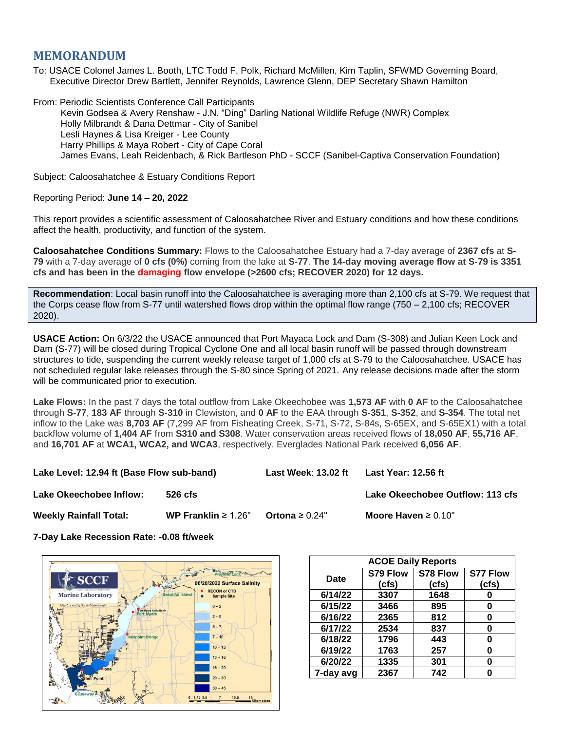# MEMORANDUM

To: USACE Colonel James L. Booth, LTC Todd F. Polk, Richard McMillen, Kim Taplin, SFWMD Governing Board, Executive Director Drew Bartlett, Jennifer Reynolds, Lawrence Glenn, DEP Secretary Shawn Hamilton

From: Periodic Scientists Conference Call Participants
Kevin Godsea & Avery Renshaw - J.N. "Ding" Darling National Wildlife Refuge (NWR) Complex
Holly Milbrandt & Dana Dettmar - City of Sanibel
Lesli Haynes & Lisa Kreiger - Lee County
Harry Phillips & Maya Robert - City of Cape Coral
James Evans, Leah Reidenbach, & Rick Bartleson PhD - SCCF (Sanibel-Captiva Conservation Foundation)

Subject: Caloosahatchee & Estuary Conditions Report

Reporting Period: **June 14 – 20, 2022**

This report provides a scientific assessment of Caloosahatchee River and Estuary conditions and how these conditions affect the health, productivity, and function of the system.

**Caloosahatchee Conditions Summary:** Flows to the Caloosahatchee Estuary had a 7-day average of **2367 cfs** at **S-79** with a 7-day average of **0 cfs (0%)** coming from the lake at **S-77**. **The 14-day moving average flow at S-79 is 3351 cfs and has been in the damaging flow envelope (>2600 cfs; RECOVER 2020) for 12 days.**

**Recommendation**: Local basin runoff into the Caloosahatchee is averaging more than 2,100 cfs at S-79. We request that the Corps cease flow from S-77 until watershed flows drop within the optimal flow range (750 – 2,100 cfs; RECOVER 2020).

**USACE Action:** On 6/3/22 the USACE announced that Port Mayaca Lock and Dam (S-308) and Julian Keen Lock and Dam (S-77) will be closed during Tropical Cyclone One and all local basin runoff will be passed through downstream structures to tide, suspending the current weekly release target of 1,000 cfs at S-79 to the Caloosahatchee. USACE has not scheduled regular lake releases through the S-80 since Spring of 2021. Any release decisions made after the storm will be communicated prior to execution.

**Lake Flows:** In the past 7 days the total outflow from Lake Okeechobee was **1,573 AF** with **0 AF** to the Caloosahatchee through **S-77**, **183 AF** through **S-310** in Clewiston, and **0 AF** to the EAA through **S-351**, **S-352**, and **S-354**. The total net inflow to the Lake was **8,703 AF** (7,299 AF from Fisheating Creek, S-71, S-72, S-84s, S-65EX, and S-65EX1) with a total backflow volume of **1,404 AF** from **S310 and S308**. Water conservation areas received flows of **18,050 AF**, **55,716 AF**, and **16,701 AF** at **WCA1, WCA2, and WCA3**, respectively. Everglades National Park received **6,056 AF**.

**Lake Level: 12.94 ft (Base Flow sub-band)** | **Last Week**: **13.02 ft** | **Last Year: 12.56 ft**

**Lake Okeechobee Inflow:** **526 cfs** | **Lake Okeechobee Outflow: 113 cfs**

**Weekly Rainfall Total:** **WP Franklin** ≥ 1.26" | **Ortona** ≥ 0.24" | **Moore Haven** ≥ 0.10"

**7-Day Lake Recession Rate: -0.08 ft/week**

| ACOE Daily Reports | | | |
|---|---|---|---|
| Date | S79 Flow (cfs) | S78 Flow (cfs) | S77 Flow (cfs) |
| 6/14/22 | 3307 | 1648 | 0 |
| 6/15/22 | 3466 | 895 | 0 |
| 6/16/22 | 2365 | 812 | 0 |
| 6/17/22 | 2534 | 837 | 0 |
| 6/18/22 | 1796 | 443 | 0 |
| 6/19/22 | 1763 | 257 | 0 |
| 6/20/22 | 1335 | 301 | 0 |
| 7-day avg | 2367 | 742 | 0 |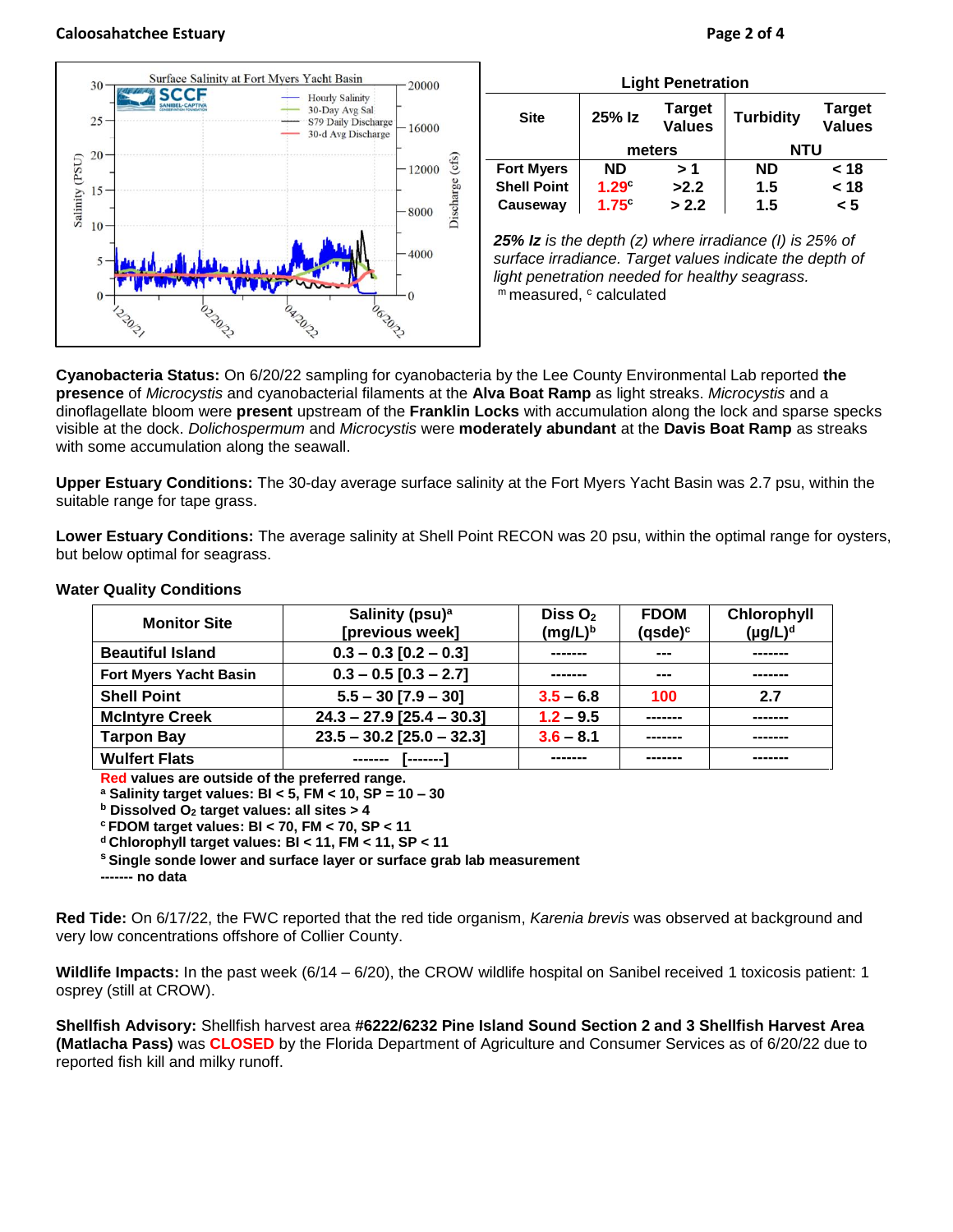Light Penetration

| Site | 25% Iz | Target Values | Turbidity | Target Values |
|---|---|---|---|---|
| | meters | | NTU | |
| Fort Myers | ND | > 1 | ND | < 18 |
| Shell Point | 1.29[c] | >2.2 | 1.5 | < 18 |
| Causeway | 1.75[c] | > 2.2 | 1.5 | < 5 |

***25% Iz** is the depth (z) where irradiance (I) is 25% of surface irradiance. Target values indicate the depth of light penetration needed for healthy seagrass.*
[m] measured, [c] calculated

**Cyanobacteria Status:** On 6/20/22 sampling for cyanobacteria by the Lee County Environmental Lab reported **the presence** of *Microcystis* and cyanobacterial filaments at the **Alva Boat Ramp** as light streaks. *Microcystis* and a dinoflagellate bloom were **present** upstream of the **Franklin Locks** with accumulation along the lock and sparse specks visible at the dock. *Dolichospermum* and *Microcystis* were **moderately abundant** at the **Davis Boat Ramp** as streaks with some accumulation along the seawall.

**Upper Estuary Conditions:** The 30-day average surface salinity at the Fort Myers Yacht Basin was 2.7 psu, within the suitable range for tape grass.

**Lower Estuary Conditions:** The average salinity at Shell Point RECON was 20 psu, within the optimal range for oysters, but below optimal for seagrass.

**Water Quality Conditions**

| Monitor Site | Salinity (psu)[a] [previous week] | Diss $O_2$ (mg/L)[b] | FDOM (qsde)[c] | Chlorophyll (μg/L)[d] |
|---|---|---|---|---|
| Beautiful Island | 0.3 – 0.3 [0.2 – 0.3] | ------- | --- | ------- |
| Fort Myers Yacht Basin | 0.3 – 0.5 [0.3 – 2.7] | ------- | --- | ------- |
| Shell Point | 5.5 – 30 [7.9 – 30] | 3.5 – 6.8 | 100 | 2.7 |
| McIntyre Creek | 24.3 – 27.9 [25.4 – 30.3] | 1.2 – 9.5 | ------- | ------- |
| Tarpon Bay | 23.5 – 30.2 [25.0 – 32.3] | 3.6 – 8.1 | ------- | ------- |
| Wulfert Flats | ------- [-------] | ------- | ------- | ------- |

**Red values are outside of the preferred range.**
**[a] Salinity target values: BI < 5, FM < 10, SP = 10 – 30**
**[b] Dissolved $O_2$ target values: all sites > 4**
**[c] FDOM target values: BI < 70, FM < 70, SP < 11**
**[d] Chlorophyll target values: BI < 11, FM < 11, SP < 11**
**[s] Single sonde lower and surface layer or surface grab lab measurement**
**------- no data**

**Red Tide:** On 6/17/22, the FWC reported that the red tide organism, *Karenia brevis* was observed at background and very low concentrations offshore of Collier County.

**Wildlife Impacts:** In the past week (6/14 – 6/20), the CROW wildlife hospital on Sanibel received 1 toxicosis patient: 1 osprey (still at CROW).

**Shellfish Advisory:** Shellfish harvest area **#6222/6232 Pine Island Sound Section 2 and 3 Shellfish Harvest Area (Matlacha Pass)** was **CLOSED** by the Florida Department of Agriculture and Consumer Services as of 6/20/22 due to reported fish kill and milky runoff.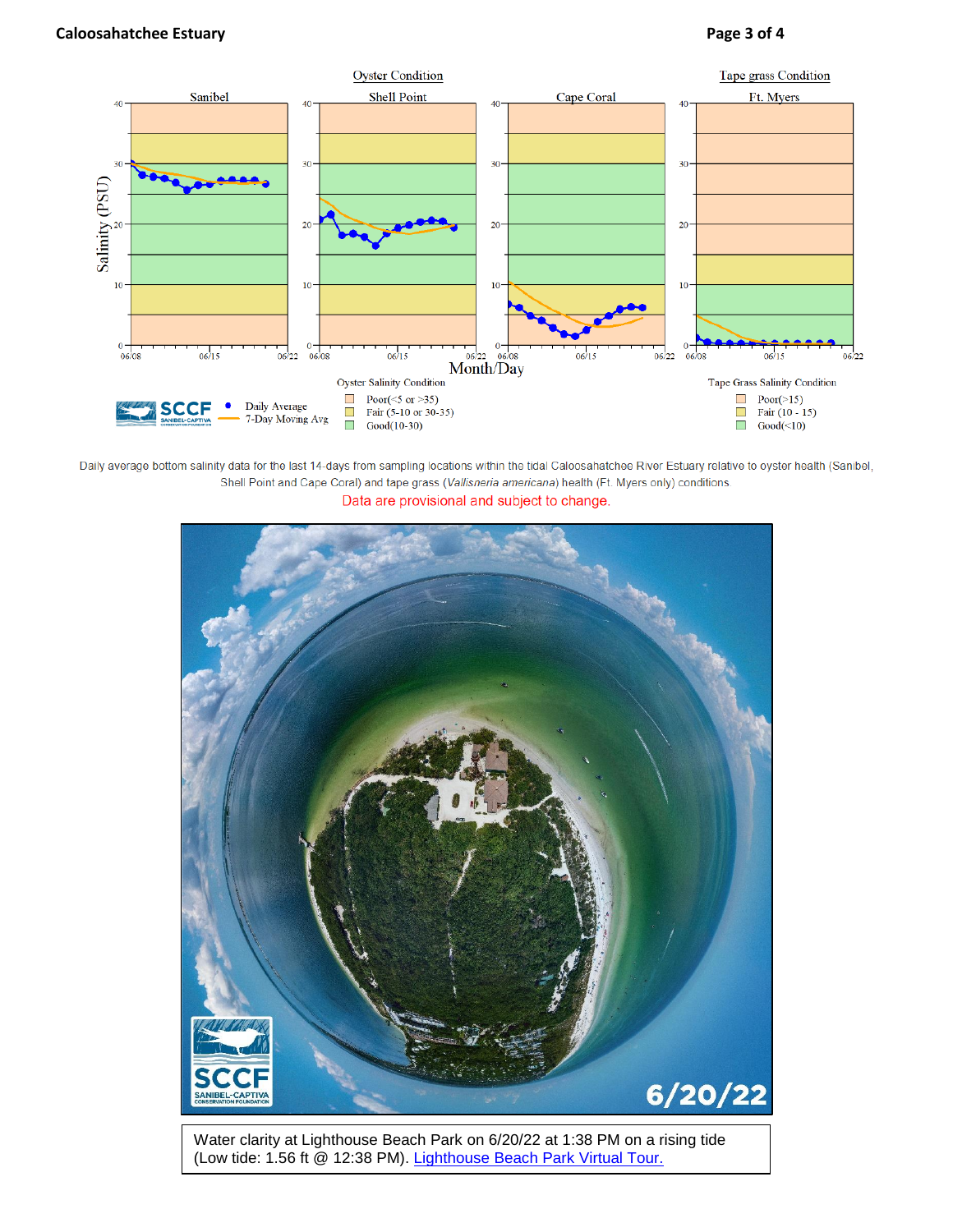Daily average bottom salinity data for the last 14-days from sampling locations within the tidal Caloosahatchee River Estuary relative to oyster health (Sanibel, Shell Point and Cape Coral) and tape grass (*Vallisneria americana*) health (Ft. Myers only) conditions.

Data are provisional and subject to change.

Water clarity at Lighthouse Beach Park on 6/20/22 at 1:38 PM on a rising tide (Low tide: 1.56 ft @ 12:38 PM). [Lighthouse Beach Park Virtual Tour.]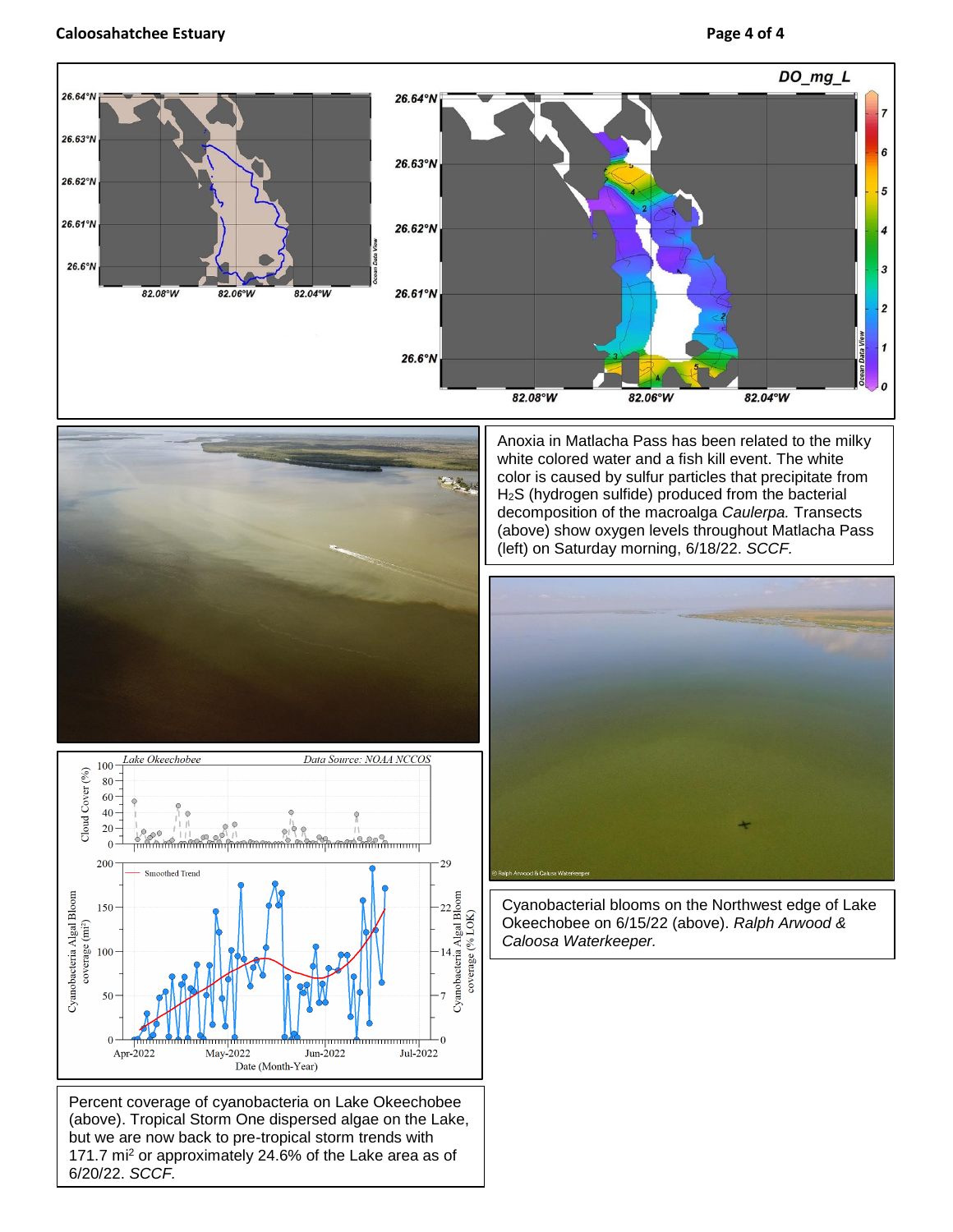DO_mg_L

26.64°N
26.63°N
26.62°N
26.61°N
26.6°N
82.08°W
82.06°W
82.04°W
Ocean Data View

0
1
2
3
4
5
6
7

Anoxia in Matlacha Pass has been related to the milky white colored water and a fish kill event. The white color is caused by sulfur particles that precipitate from $H_2S$ (hydrogen sulfide) produced from the bacterial decomposition of the macroalga *Caulerpa.* Transects (above) show oxygen levels throughout Matlacha Pass (left) on Saturday morning, 6/18/22. *SCCF.*

© Ralph Arwood & Calusa Waterkeeper

Cyanobacterial blooms on the Northwest edge of Lake Okeechobee on 6/15/22 (above). *Ralph Arwood & Caloosa Waterkeeper.*

*Lake Okeechobee*
*Data Source: NOAA NCCOS*
Cloud Cover (%)
0
20
40
60
80
100

Smoothed Trend
Cyanobacteria Algal Bloom coverage (mi²)
0
50
100
150
200
Cyanobacteria Algal Bloom coverage (% LOK)
0
7
14
22
29
Apr-2022
May-2022
Jun-2022
Jul-2022
Date (Month-Year)

Percent coverage of cyanobacteria on Lake Okeechobee (above). Tropical Storm One dispersed algae on the Lake, but we are now back to pre-tropical storm trends with 171.7 $mi^2$ or approximately 24.6% of the Lake area as of 6/20/22. *SCCF.*